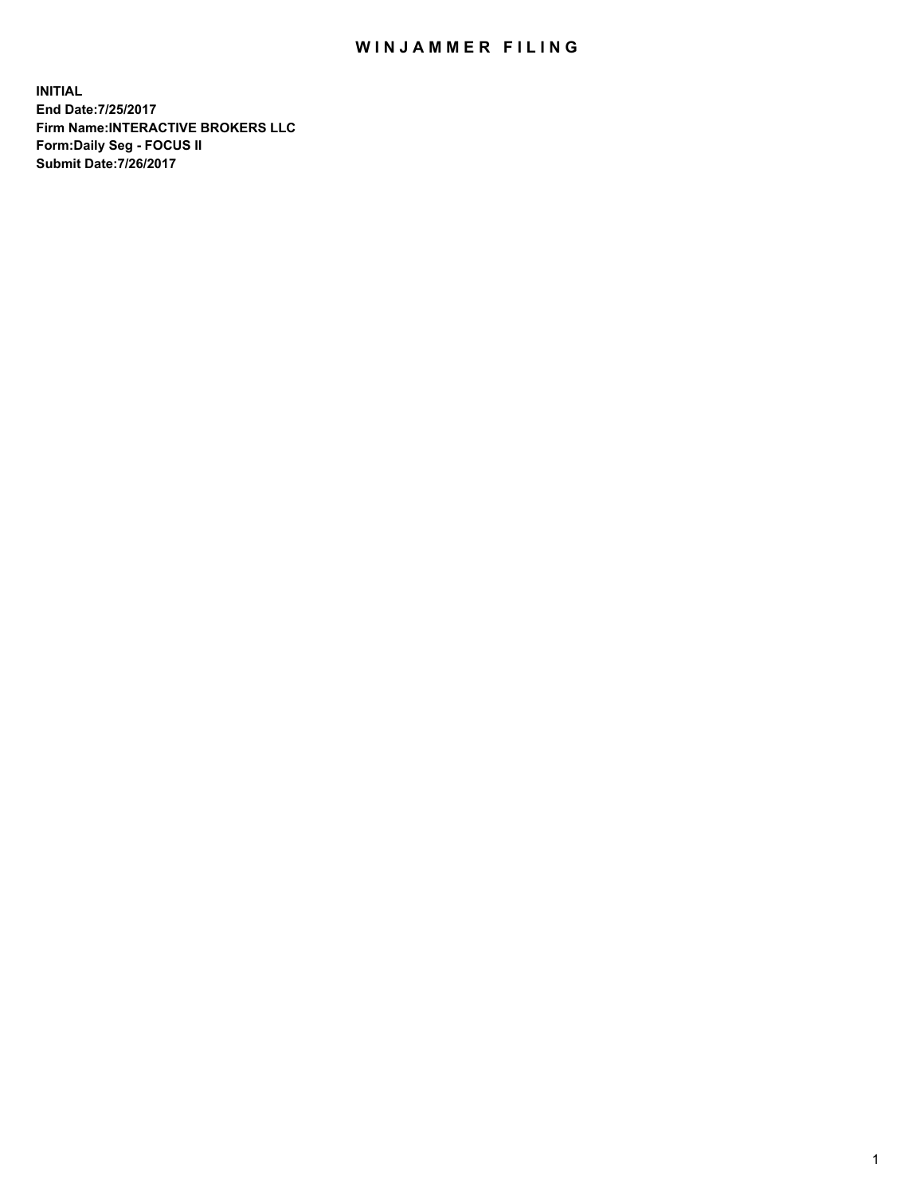# WINJAMMER FILING

**INITIAL**
**End Date:7/25/2017**
**Firm Name:INTERACTIVE BROKERS LLC**
**Form:Daily Seg - FOCUS II**
**Submit Date:7/26/2017**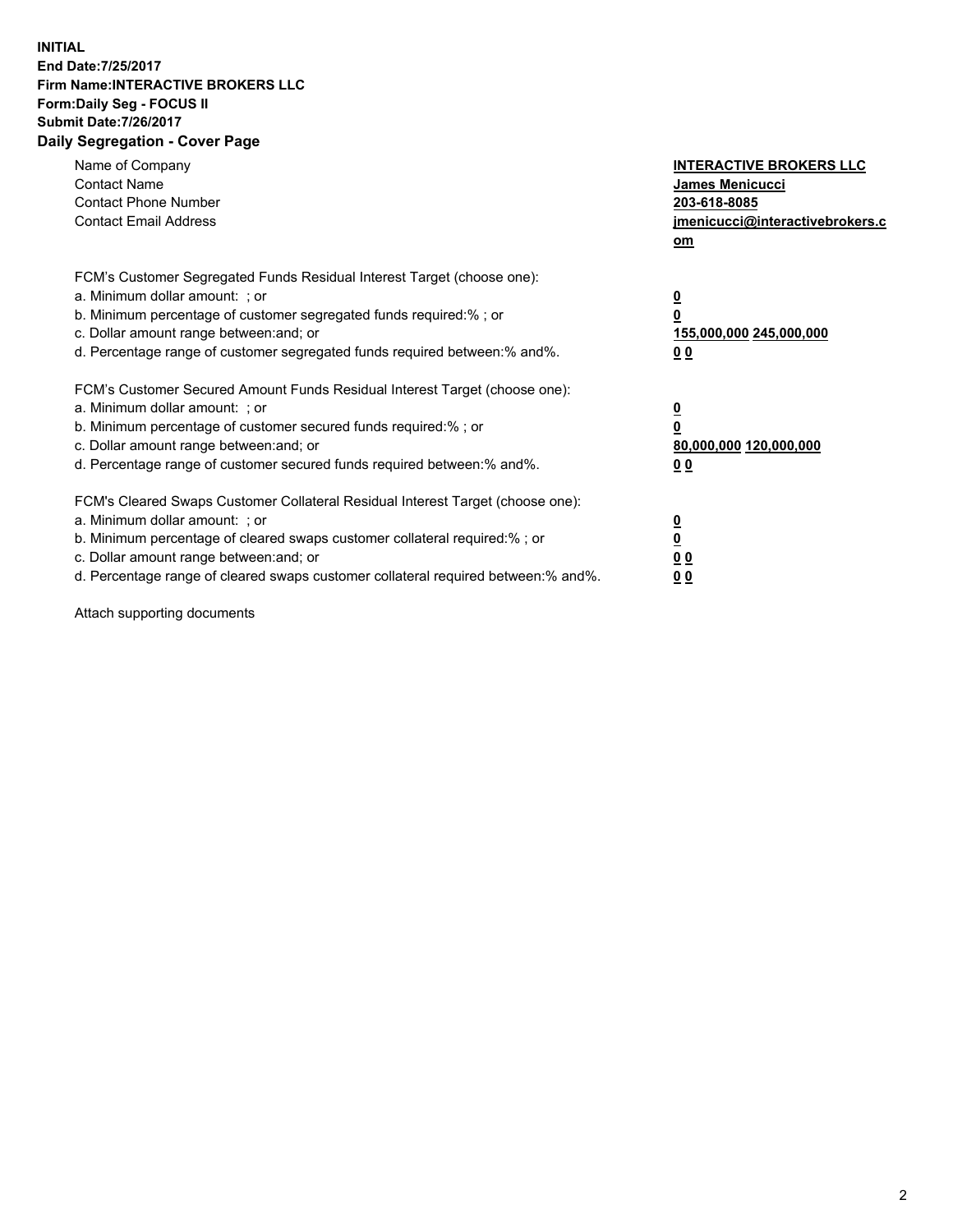**INITIAL**
**End Date:7/25/2017**
**Firm Name:INTERACTIVE BROKERS LLC**
**Form:Daily Seg - FOCUS II**
**Submit Date:7/26/2017**
**Daily Segregation - Cover Page**

| | |
|---|---|
| Name of Company | **INTERACTIVE BROKERS LLC** |
| Contact Name | **James Menicucci** |
| Contact Phone Number | **203-618-8085** |
| Contact Email Address | **jmenicucci@interactivebrokers.com** |

FCM's Customer Segregated Funds Residual Interest Target (choose one):

| | |
|---|---|
| a. Minimum dollar amount: ; or | **0** |
| b. Minimum percentage of customer segregated funds required:% ; or | **0** |
| c. Dollar amount range between:and; or | **155,000,000** **245,000,000** |
| d. Percentage range of customer segregated funds required between:% and%. | **0** **0** |

FCM's Customer Secured Amount Funds Residual Interest Target (choose one):

| | |
|---|---|
| a. Minimum dollar amount: ; or | **0** |
| b. Minimum percentage of customer secured funds required:% ; or | **0** |
| c. Dollar amount range between:and; or | **80,000,000** **120,000,000** |
| d. Percentage range of customer secured funds required between:% and%. | **0** **0** |

FCM's Cleared Swaps Customer Collateral Residual Interest Target (choose one):

| | |
|---|---|
| a. Minimum dollar amount: ; or | **0** |
| b. Minimum percentage of cleared swaps customer collateral required:% ; or | **0** |
| c. Dollar amount range between:and; or | **0** **0** |
| d. Percentage range of cleared swaps customer collateral required between:% and%. | **0** **0** |

Attach supporting documents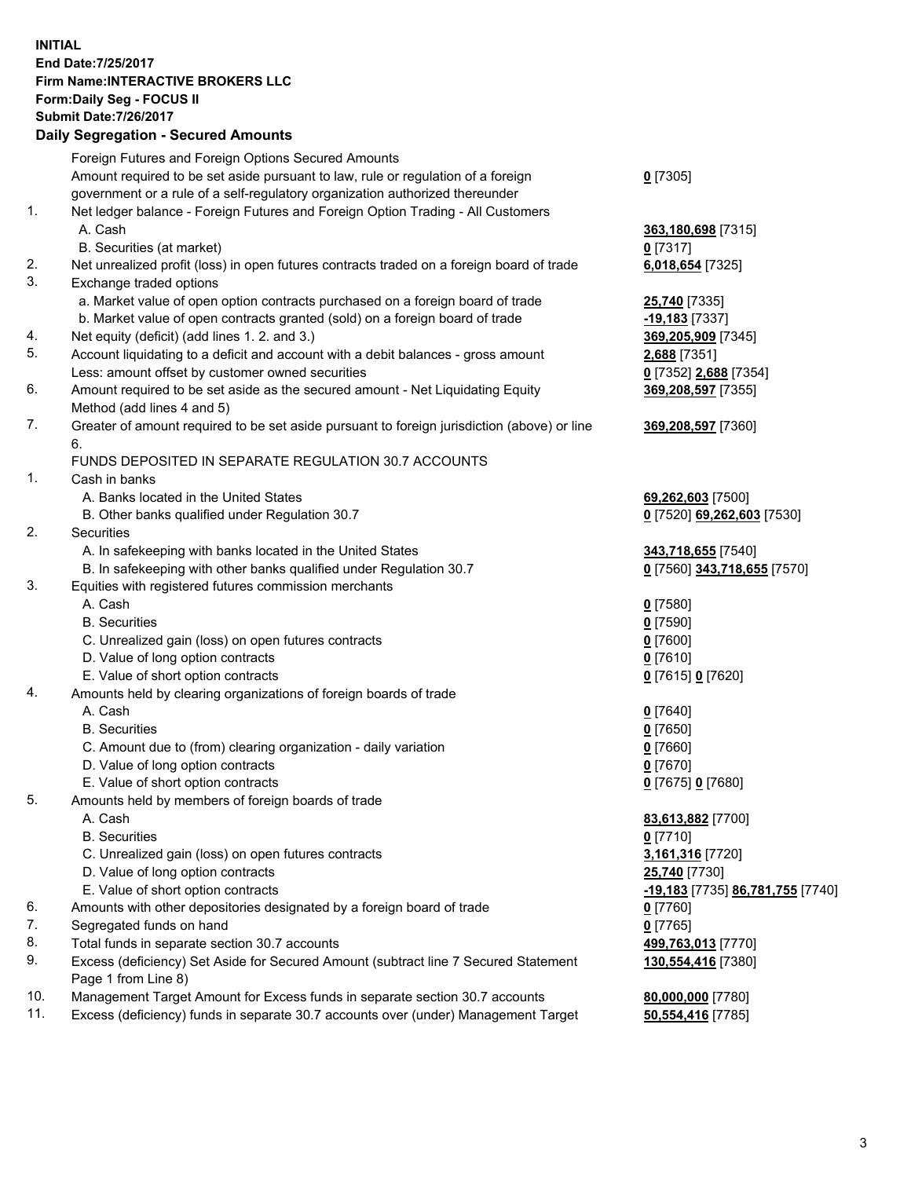**INITIAL**
**End Date:7/25/2017**
**Firm Name:INTERACTIVE BROKERS LLC**
**Form:Daily Seg - FOCUS II**
**Submit Date:7/26/2017**
**Daily Segregation - Secured Amounts**

| | | |
|---|---|---|
| | Foreign Futures and Foreign Options Secured Amounts | |
| | Amount required to be set aside pursuant to law, rule or regulation of a foreign government or a rule of a self-regulatory organization authorized thereunder | **0** [7305] |
| 1. | Net ledger balance - Foreign Futures and Foreign Option Trading - All Customers | |
| | A. Cash | **363,180,698** [7315] |
| | B. Securities (at market) | **0** [7317] |
| 2. | Net unrealized profit (loss) in open futures contracts traded on a foreign board of trade | **6,018,654** [7325] |
| 3. | Exchange traded options | |
| | a. Market value of open option contracts purchased on a foreign board of trade | **25,740** [7335] |
| | b. Market value of open contracts granted (sold) on a foreign board of trade | **-19,183** [7337] |
| 4. | Net equity (deficit) (add lines 1. 2. and 3.) | **369,205,909** [7345] |
| 5. | Account liquidating to a deficit and account with a debit balances - gross amount | **2,688** [7351] |
| | Less: amount offset by customer owned securities | **0** [7352] **2,688** [7354] |
| 6. | Amount required to be set aside as the secured amount - Net Liquidating Equity Method (add lines 4 and 5) | **369,208,597** [7355] |
| 7. | Greater of amount required to be set aside pursuant to foreign jurisdiction (above) or line 6. | **369,208,597** [7360] |
| | FUNDS DEPOSITED IN SEPARATE REGULATION 30.7 ACCOUNTS | |
| 1. | Cash in banks | |
| | A. Banks located in the United States | **69,262,603** [7500] |
| | B. Other banks qualified under Regulation 30.7 | **0** [7520] **69,262,603** [7530] |
| 2. | Securities | |
| | A. In safekeeping with banks located in the United States | **343,718,655** [7540] |
| | B. In safekeeping with other banks qualified under Regulation 30.7 | **0** [7560] **343,718,655** [7570] |
| 3. | Equities with registered futures commission merchants | |
| | A. Cash | **0** [7580] |
| | B. Securities | **0** [7590] |
| | C. Unrealized gain (loss) on open futures contracts | **0** [7600] |
| | D. Value of long option contracts | **0** [7610] |
| | E. Value of short option contracts | **0** [7615] **0** [7620] |
| 4. | Amounts held by clearing organizations of foreign boards of trade | |
| | A. Cash | **0** [7640] |
| | B. Securities | **0** [7650] |
| | C. Amount due to (from) clearing organization - daily variation | **0** [7660] |
| | D. Value of long option contracts | **0** [7670] |
| | E. Value of short option contracts | **0** [7675] **0** [7680] |
| 5. | Amounts held by members of foreign boards of trade | |
| | A. Cash | **83,613,882** [7700] |
| | B. Securities | **0** [7710] |
| | C. Unrealized gain (loss) on open futures contracts | **3,161,316** [7720] |
| | D. Value of long option contracts | **25,740** [7730] |
| | E. Value of short option contracts | **-19,183** [7735] **86,781,755** [7740] |
| 6. | Amounts with other depositories designated by a foreign board of trade | **0** [7760] |
| 7. | Segregated funds on hand | **0** [7765] |
| 8. | Total funds in separate section 30.7 accounts | **499,763,013** [7770] |
| 9. | Excess (deficiency) Set Aside for Secured Amount (subtract line 7 Secured Statement Page 1 from Line 8) | **130,554,416** [7380] |
| 10. | Management Target Amount for Excess funds in separate section 30.7 accounts | **80,000,000** [7780] |
| 11. | Excess (deficiency) funds in separate 30.7 accounts over (under) Management Target | **50,554,416** [7785] |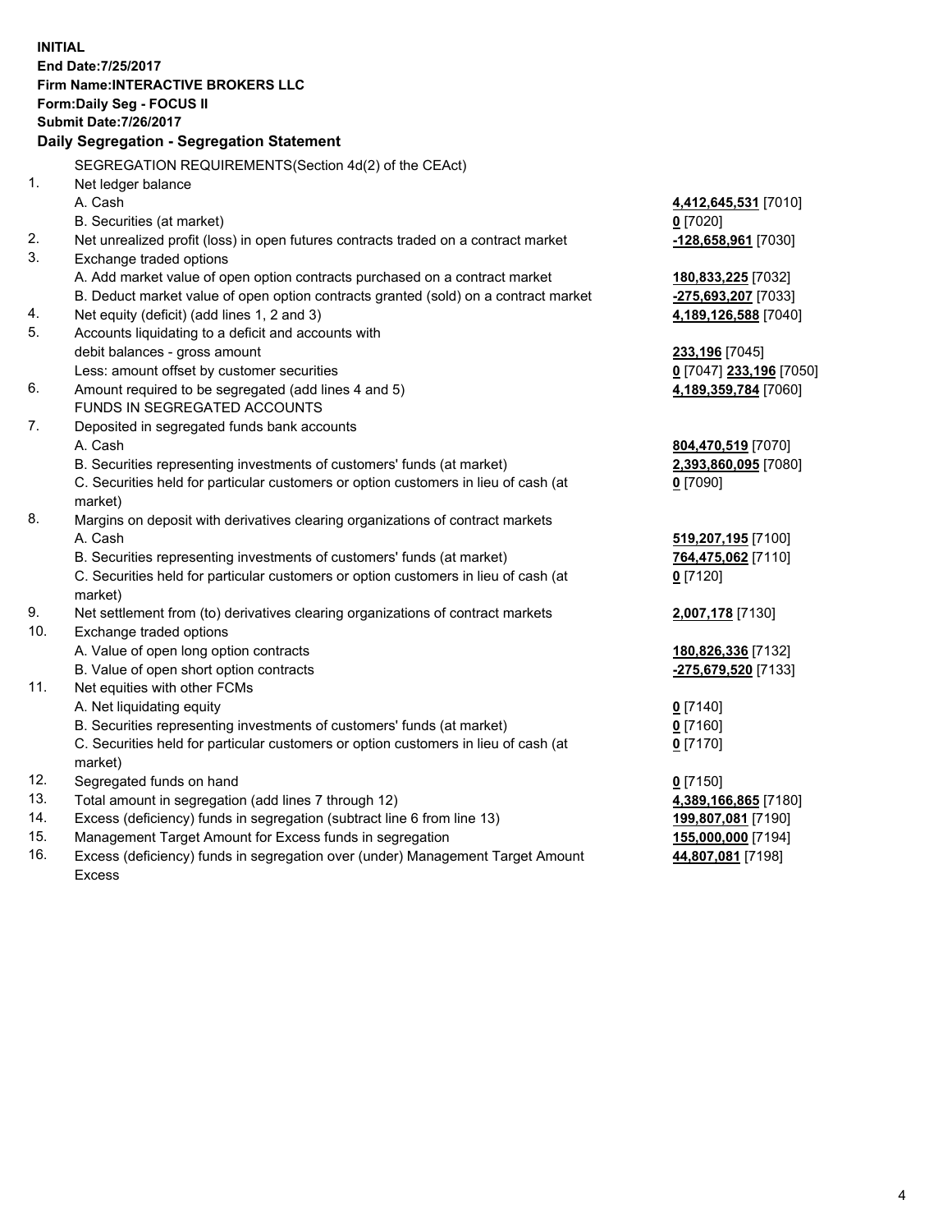**INITIAL**
**End Date:7/25/2017**
**Firm Name:INTERACTIVE BROKERS LLC**
**Form:Daily Seg - FOCUS II**
**Submit Date:7/26/2017**

**Daily Segregation - Segregation Statement**

SEGREGATION REQUIREMENTS(Section 4d(2) of the CEAct)

| | | |
|---|---|---|
| 1. | Net ledger balance | |
| | A. Cash | **4,412,645,531** [7010] |
| | B. Securities (at market) | **0** [7020] |
| 2. | Net unrealized profit (loss) in open futures contracts traded on a contract market | **-128,658,961** [7030] |
| 3. | Exchange traded options | |
| | A. Add market value of open option contracts purchased on a contract market | **180,833,225** [7032] |
| | B. Deduct market value of open option contracts granted (sold) on a contract market | **-275,693,207** [7033] |
| 4. | Net equity (deficit) (add lines 1, 2 and 3) | **4,189,126,588** [7040] |
| 5. | Accounts liquidating to a deficit and accounts with debit balances - gross amount | **233,196** [7045] |
| | Less: amount offset by customer securities | **0** [7047] **233,196** [7050] |
| 6. | Amount required to be segregated (add lines 4 and 5) | **4,189,359,784** [7060] |
| | FUNDS IN SEGREGATED ACCOUNTS | |
| 7. | Deposited in segregated funds bank accounts | |
| | A. Cash | **804,470,519** [7070] |
| | B. Securities representing investments of customers' funds (at market) | **2,393,860,095** [7080] |
| | C. Securities held for particular customers or option customers in lieu of cash (at market) | **0** [7090] |
| 8. | Margins on deposit with derivatives clearing organizations of contract markets | |
| | A. Cash | **519,207,195** [7100] |
| | B. Securities representing investments of customers' funds (at market) | **764,475,062** [7110] |
| | C. Securities held for particular customers or option customers in lieu of cash (at market) | **0** [7120] |
| 9. | Net settlement from (to) derivatives clearing organizations of contract markets | **2,007,178** [7130] |
| 10. | Exchange traded options | |
| | A. Value of open long option contracts | **180,826,336** [7132] |
| | B. Value of open short option contracts | **-275,679,520** [7133] |
| 11. | Net equities with other FCMs | |
| | A. Net liquidating equity | **0** [7140] |
| | B. Securities representing investments of customers' funds (at market) | **0** [7160] |
| | C. Securities held for particular customers or option customers in lieu of cash (at market) | **0** [7170] |
| 12. | Segregated funds on hand | **0** [7150] |
| 13. | Total amount in segregation (add lines 7 through 12) | **4,389,166,865** [7180] |
| 14. | Excess (deficiency) funds in segregation (subtract line 6 from line 13) | **199,807,081** [7190] |
| 15. | Management Target Amount for Excess funds in segregation | **155,000,000** [7194] |
| 16. | Excess (deficiency) funds in segregation over (under) Management Target Amount Excess | **44,807,081** [7198] |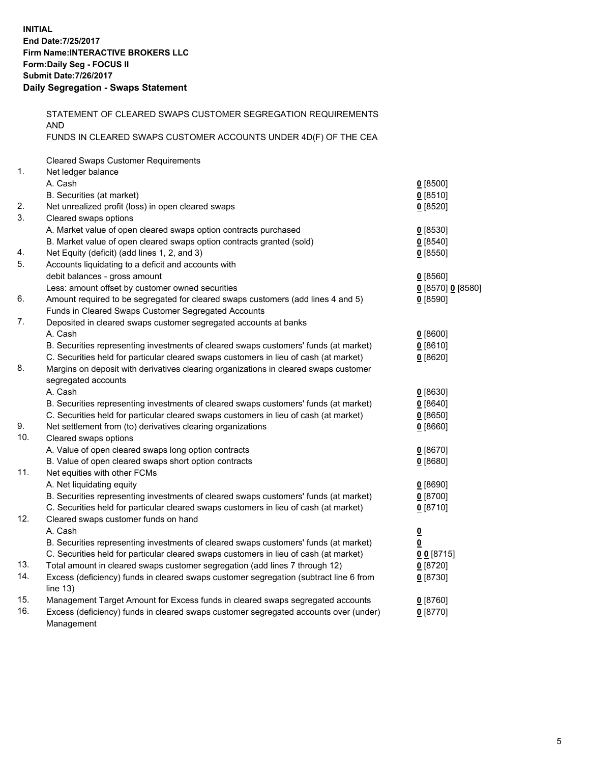**INITIAL**
**End Date:7/25/2017**
**Firm Name:INTERACTIVE BROKERS LLC**
**Form:Daily Seg - FOCUS II**
**Submit Date:7/26/2017**
**Daily Segregation - Swaps Statement**

STATEMENT OF CLEARED SWAPS CUSTOMER SEGREGATION REQUIREMENTS AND FUNDS IN CLEARED SWAPS CUSTOMER ACCOUNTS UNDER 4D(F) OF THE CEA

| | | |
|---|---|---|
| | Cleared Swaps Customer Requirements | |
| 1. | Net ledger balance | |
| | A. Cash | 0 [8500] |
| | B. Securities (at market) | 0 [8510] |
| 2. | Net unrealized profit (loss) in open cleared swaps | 0 [8520] |
| 3. | Cleared swaps options | |
| | A. Market value of open cleared swaps option contracts purchased | 0 [8530] |
| | B. Market value of open cleared swaps option contracts granted (sold) | 0 [8540] |
| 4. | Net Equity (deficit) (add lines 1, 2, and 3) | 0 [8550] |
| 5. | Accounts liquidating to a deficit and accounts with | |
| | debit balances - gross amount | 0 [8560] |
| | Less: amount offset by customer owned securities | 0 [8570] 0 [8580] |
| 6. | Amount required to be segregated for cleared swaps customers (add lines 4 and 5) | 0 [8590] |
| | Funds in Cleared Swaps Customer Segregated Accounts | |
| 7. | Deposited in cleared swaps customer segregated accounts at banks | |
| | A. Cash | 0 [8600] |
| | B. Securities representing investments of cleared swaps customers' funds (at market) | 0 [8610] |
| | C. Securities held for particular cleared swaps customers in lieu of cash (at market) | 0 [8620] |
| 8. | Margins on deposit with derivatives clearing organizations in cleared swaps customer segregated accounts | |
| | A. Cash | 0 [8630] |
| | B. Securities representing investments of cleared swaps customers' funds (at market) | 0 [8640] |
| | C. Securities held for particular cleared swaps customers in lieu of cash (at market) | 0 [8650] |
| 9. | Net settlement from (to) derivatives clearing organizations | 0 [8660] |
| 10. | Cleared swaps options | |
| | A. Value of open cleared swaps long option contracts | 0 [8670] |
| | B. Value of open cleared swaps short option contracts | 0 [8680] |
| 11. | Net equities with other FCMs | |
| | A. Net liquidating equity | 0 [8690] |
| | B. Securities representing investments of cleared swaps customers' funds (at market) | 0 [8700] |
| | C. Securities held for particular cleared swaps customers in lieu of cash (at market) | 0 [8710] |
| 12. | Cleared swaps customer funds on hand | |
| | A. Cash | 0 |
| | B. Securities representing investments of cleared swaps customers' funds (at market) | 0 |
| | C. Securities held for particular cleared swaps customers in lieu of cash (at market) | 0 0 [8715] |
| 13. | Total amount in cleared swaps customer segregation (add lines 7 through 12) | 0 [8720] |
| 14. | Excess (deficiency) funds in cleared swaps customer segregation (subtract line 6 from line 13) | 0 [8730] |
| 15. | Management Target Amount for Excess funds in cleared swaps segregated accounts | 0 [8760] |
| 16. | Excess (deficiency) funds in cleared swaps customer segregated accounts over (under) Management | 0 [8770] |